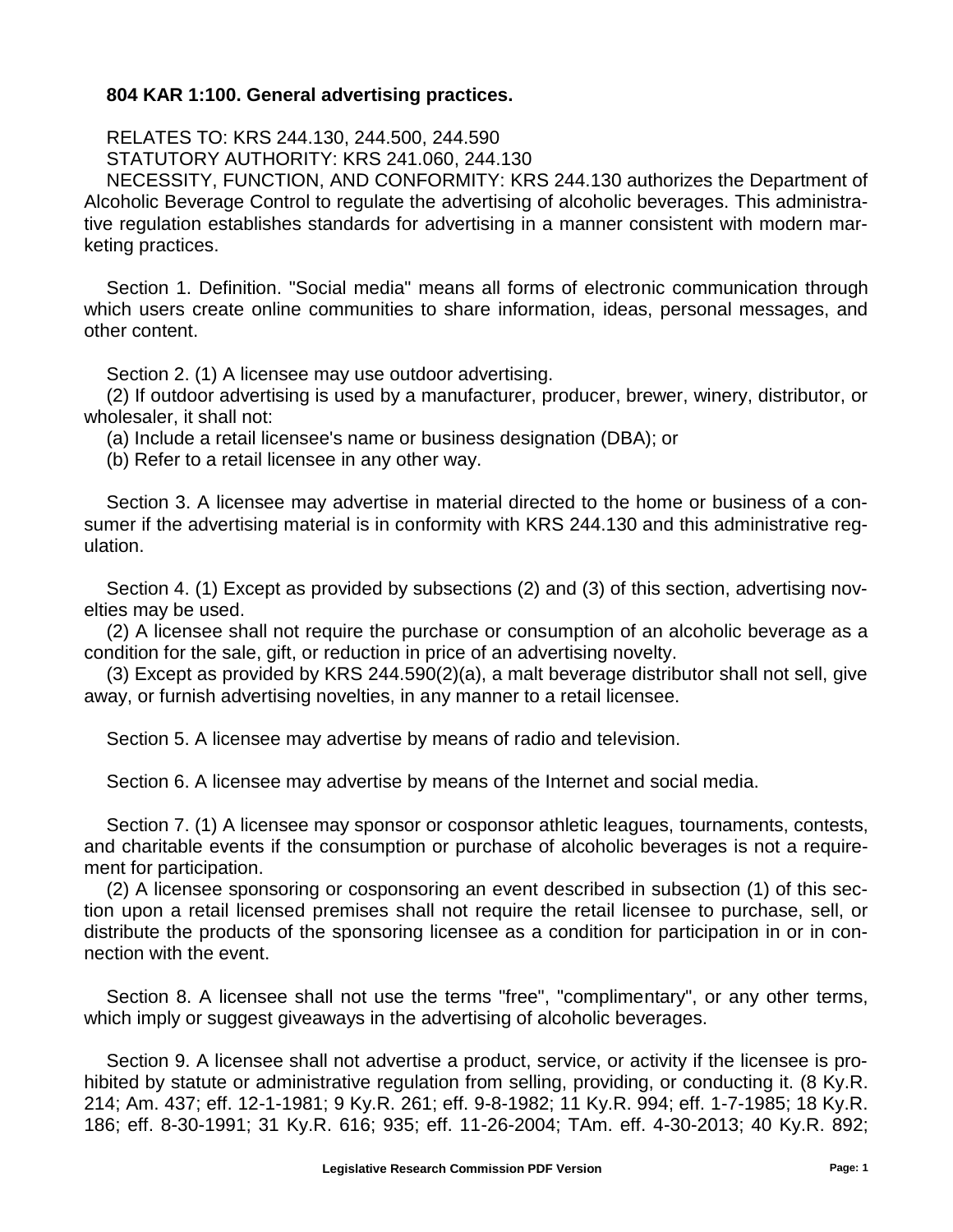**804 KAR 1:100. General advertising practices.**

RELATES TO: KRS 244.130, 244.500, 244.590

STATUTORY AUTHORITY: KRS 241.060, 244.130

NECESSITY, FUNCTION, AND CONFORMITY: KRS 244.130 authorizes the Department of Alcoholic Beverage Control to regulate the advertising of alcoholic beverages. This administrative regulation establishes standards for advertising in a manner consistent with modern marketing practices.

Section 1. Definition. "Social media" means all forms of electronic communication through which users create online communities to share information, ideas, personal messages, and other content.

Section 2. (1) A licensee may use outdoor advertising.

(2) If outdoor advertising is used by a manufacturer, producer, brewer, winery, distributor, or wholesaler, it shall not:

(a) Include a retail licensee's name or business designation (DBA); or

(b) Refer to a retail licensee in any other way.

Section 3. A licensee may advertise in material directed to the home or business of a consumer if the advertising material is in conformity with KRS 244.130 and this administrative regulation.

Section 4. (1) Except as provided by subsections (2) and (3) of this section, advertising novelties may be used.

(2) A licensee shall not require the purchase or consumption of an alcoholic beverage as a condition for the sale, gift, or reduction in price of an advertising novelty.

(3) Except as provided by KRS 244.590(2)(a), a malt beverage distributor shall not sell, give away, or furnish advertising novelties, in any manner to a retail licensee.

Section 5. A licensee may advertise by means of radio and television.

Section 6. A licensee may advertise by means of the Internet and social media.

Section 7. (1) A licensee may sponsor or cosponsor athletic leagues, tournaments, contests, and charitable events if the consumption or purchase of alcoholic beverages is not a requirement for participation.

(2) A licensee sponsoring or cosponsoring an event described in subsection (1) of this section upon a retail licensed premises shall not require the retail licensee to purchase, sell, or distribute the products of the sponsoring licensee as a condition for participation in or in connection with the event.

Section 8. A licensee shall not use the terms "free", "complimentary", or any other terms, which imply or suggest giveaways in the advertising of alcoholic beverages.

Section 9. A licensee shall not advertise a product, service, or activity if the licensee is prohibited by statute or administrative regulation from selling, providing, or conducting it. (8 Ky.R. 214; Am. 437; eff. 12-1-1981; 9 Ky.R. 261; eff. 9-8-1982; 11 Ky.R. 994; eff. 1-7-1985; 18 Ky.R. 186; eff. 8-30-1991; 31 Ky.R. 616; 935; eff. 11-26-2004; TAm. eff. 4-30-2013; 40 Ky.R. 892;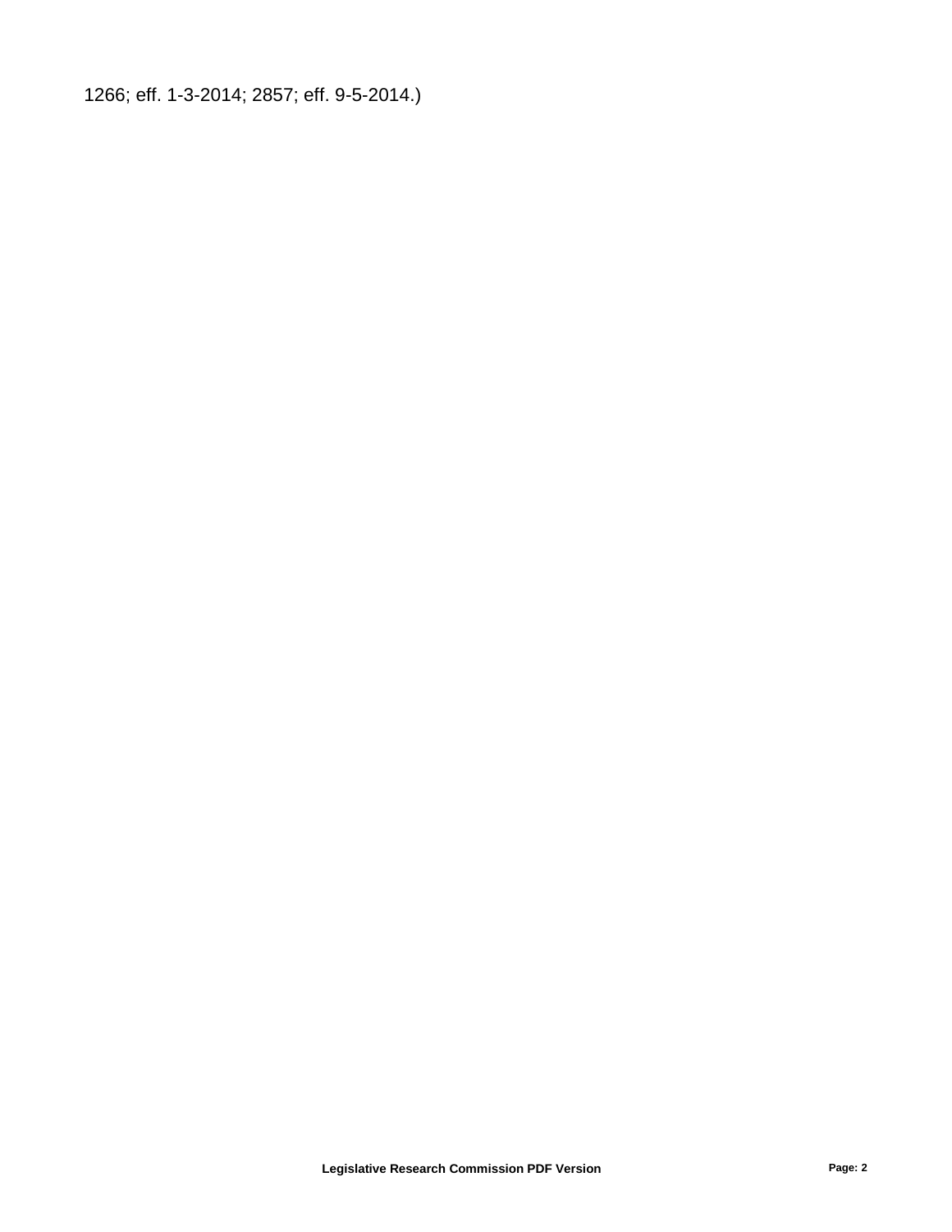1266; eff. 1-3-2014; 2857; eff. 9-5-2014.)